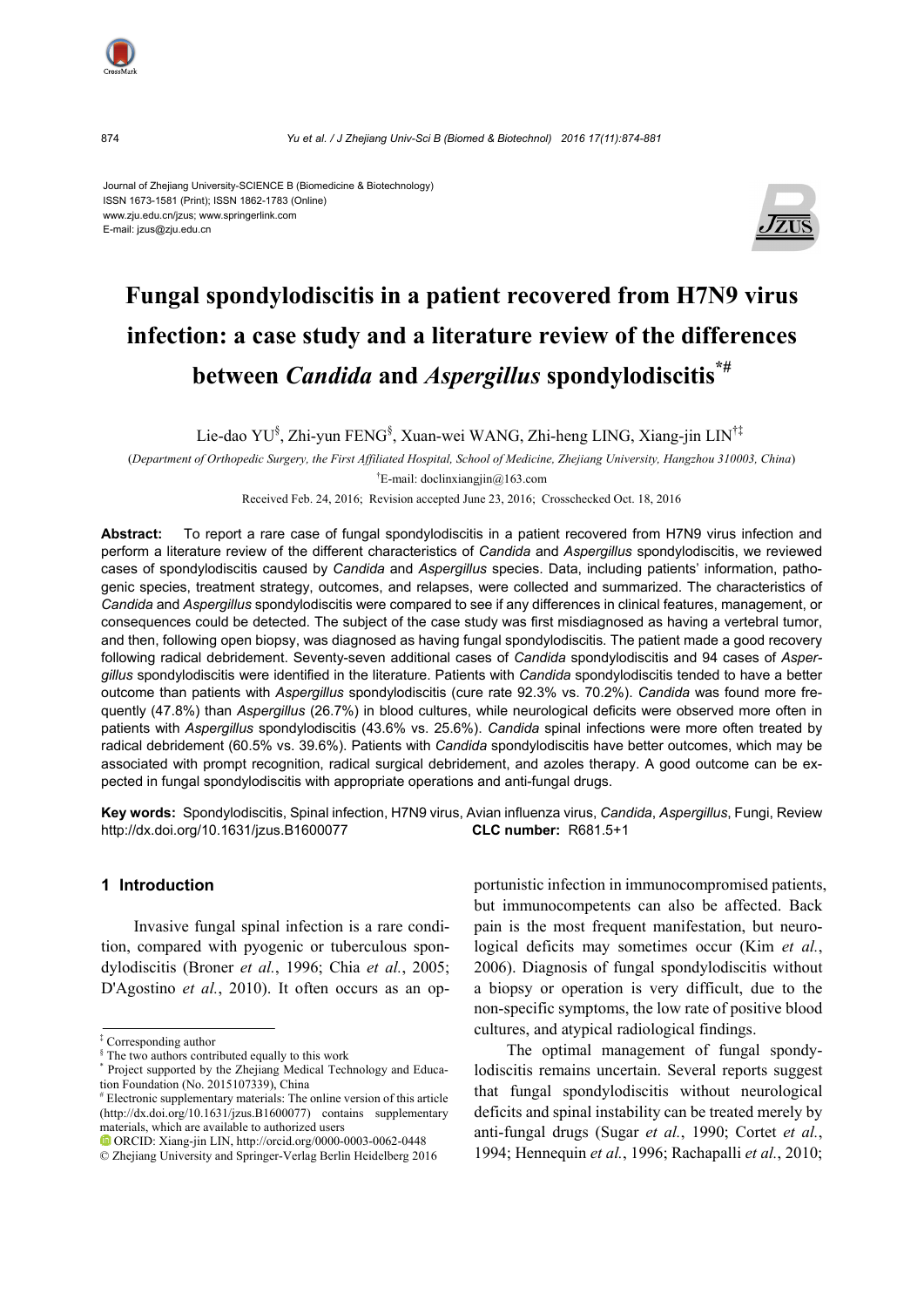Journal of Zhejiang University-SCIENCE B (Biomedicine & Biotechnology)
ISSN 1673-1581 (Print); ISSN 1862-1783 (Online)
www.zju.edu.cn/jzus; www.springerlink.com
E-mail: jzus@zju.edu.cn

# Fungal spondylodiscitis in a patient recovered from H7N9 virus infection: a case study and a literature review of the differences between *Candida* and *Aspergillus* spondylodiscitis[*#]

Lie-dao YU[§], Zhi-yun FENG[§], Xuan-wei WANG, Zhi-heng LING, Xiang-jin LIN[†‡]

(*Department of Orthopedic Surgery, the First Affiliated Hospital, School of Medicine, Zhejiang University, Hangzhou 310003, China*)

[†]E-mail: doclinxiangjin@163.com

Received Feb. 24, 2016; Revision accepted June 23, 2016; Crosschecked Oct. 18, 2016

**Abstract:** To report a rare case of fungal spondylodiscitis in a patient recovered from H7N9 virus infection and perform a literature review of the different characteristics of *Candida* and *Aspergillus* spondylodiscitis, we reviewed cases of spondylodiscitis caused by *Candida* and *Aspergillus* species. Data, including patients' information, pathogenic species, treatment strategy, outcomes, and relapses, were collected and summarized. The characteristics of *Candida* and *Aspergillus* spondylodiscitis were compared to see if any differences in clinical features, management, or consequences could be detected. The subject of the case study was first misdiagnosed as having a vertebral tumor, and then, following open biopsy, was diagnosed as having fungal spondylodiscitis. The patient made a good recovery following radical debridement. Seventy-seven additional cases of *Candida* spondylodiscitis and 94 cases of *Aspergillus* spondylodiscitis were identified in the literature. Patients with *Candida* spondylodiscitis tended to have a better outcome than patients with *Aspergillus* spondylodiscitis (cure rate 92.3% vs. 70.2%). *Candida* was found more frequently (47.8%) than *Aspergillus* (26.7%) in blood cultures, while neurological deficits were observed more often in patients with *Aspergillus* spondylodiscitis (43.6% vs. 25.6%). *Candida* spinal infections were more often treated by radical debridement (60.5% vs. 39.6%). Patients with *Candida* spondylodiscitis have better outcomes, which may be associated with prompt recognition, radical surgical debridement, and azoles therapy. A good outcome can be expected in fungal spondylodiscitis with appropriate operations and anti-fungal drugs.

**Key words:** Spondylodiscitis, Spinal infection, H7N9 virus, Avian influenza virus, *Candida*, *Aspergillus*, Fungi, Review
http://dx.doi.org/10.1631/jzus.B1600077 **CLC number:** R681.5+1

## 1 Introduction

Invasive fungal spinal infection is a rare condition, compared with pyogenic or tuberculous spondylodiscitis (Broner *et al.*, 1996; Chia *et al.*, 2005; D'Agostino *et al.*, 2010). It often occurs as an opportunistic infection in immunocompromised patients, but immunocompetents can also be affected. Back pain is the most frequent manifestation, but neurological deficits may sometimes occur (Kim *et al.*, 2006). Diagnosis of fungal spondylodiscitis without a biopsy or operation is very difficult, due to the non-specific symptoms, the low rate of positive blood cultures, and atypical radiological findings.

The optimal management of fungal spondylodiscitis remains uncertain. Several reports suggest that fungal spondylodiscitis without neurological deficits and spinal instability can be treated merely by anti-fungal drugs (Sugar *et al.*, 1990; Cortet *et al.*, 1994; Hennequin *et al.*, 1996; Rachapalli *et al.*, 2010;

---

[‡] Corresponding author

[§] The two authors contributed equally to this work

[*] Project supported by the Zhejiang Medical Technology and Education Foundation (No. 2015107339), China

[#] Electronic supplementary materials: The online version of this article (http://dx.doi.org/10.1631/jzus.B1600077) contains supplementary materials, which are available to authorized users

ORCID: Xiang-jin LIN, http://orcid.org/0000-0003-0062-0448

© Zhejiang University and Springer-Verlag Berlin Heidelberg 2016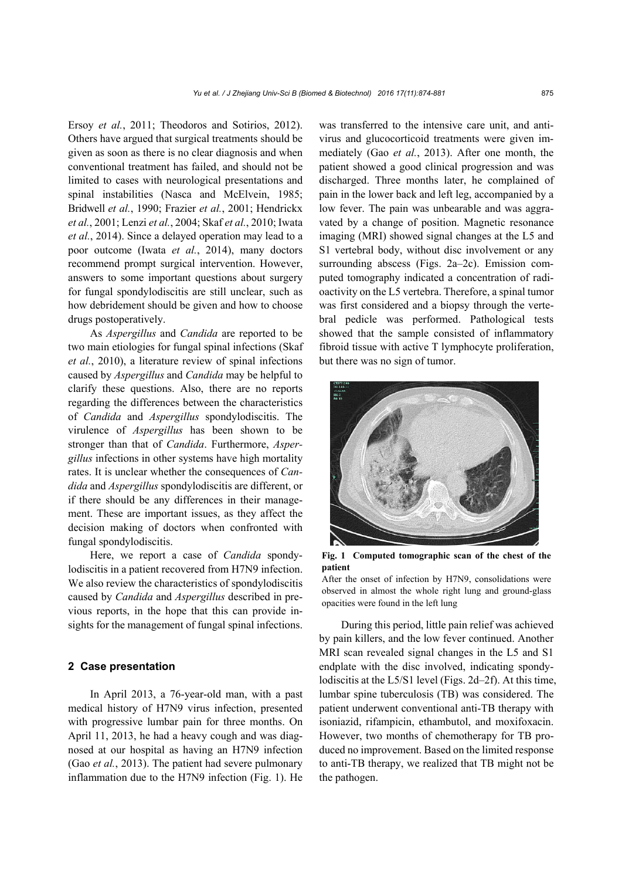Ersoy *et al.*, 2011; Theodoros and Sotirios, 2012). Others have argued that surgical treatments should be given as soon as there is no clear diagnosis and when conventional treatment has failed, and should not be limited to cases with neurological presentations and spinal instabilities (Nasca and McElvein, 1985; Bridwell *et al.*, 1990; Frazier *et al.*, 2001; Hendrickx *et al.*, 2001; Lenzi *et al.*, 2004; Skaf *et al.*, 2010; Iwata *et al.*, 2014). Since a delayed operation may lead to a poor outcome (Iwata *et al.*, 2014), many doctors recommend prompt surgical intervention. However, answers to some important questions about surgery for fungal spondylodiscitis are still unclear, such as how debridement should be given and how to choose drugs postoperatively.

As *Aspergillus* and *Candida* are reported to be two main etiologies for fungal spinal infections (Skaf *et al.*, 2010), a literature review of spinal infections caused by *Aspergillus* and *Candida* may be helpful to clarify these questions. Also, there are no reports regarding the differences between the characteristics of *Candida* and *Aspergillus* spondylodiscitis. The virulence of *Aspergillus* has been shown to be stronger than that of *Candida*. Furthermore, *Aspergillus* infections in other systems have high mortality rates. It is unclear whether the consequences of *Candida* and *Aspergillus* spondylodiscitis are different, or if there should be any differences in their management. These are important issues, as they affect the decision making of doctors when confronted with fungal spondylodiscitis.

Here, we report a case of *Candida* spondylodiscitis in a patient recovered from H7N9 infection. We also review the characteristics of spondylodiscitis caused by *Candida* and *Aspergillus* described in previous reports, in the hope that this can provide insights for the management of fungal spinal infections.

## 2 Case presentation

In April 2013, a 76-year-old man, with a past medical history of H7N9 virus infection, presented with progressive lumbar pain for three months. On April 11, 2013, he had a heavy cough and was diagnosed at our hospital as having an H7N9 infection (Gao *et al.*, 2013). The patient had severe pulmonary inflammation due to the H7N9 infection (Fig. 1). He was transferred to the intensive care unit, and antivirus and glucocorticoid treatments were given immediately (Gao *et al.*, 2013). After one month, the patient showed a good clinical progression and was discharged. Three months later, he complained of pain in the lower back and left leg, accompanied by a low fever. The pain was unbearable and was aggravated by a change of position. Magnetic resonance imaging (MRI) showed signal changes at the L5 and S1 vertebral body, without disc involvement or any surrounding abscess (Figs. 2a–2c). Emission computed tomography indicated a concentration of radioactivity on the L5 vertebra. Therefore, a spinal tumor was first considered and a biopsy through the vertebral pedicle was performed. Pathological tests showed that the sample consisted of inflammatory fibroid tissue with active T lymphocyte proliferation, but there was no sign of tumor.

**Fig. 1 Computed tomographic scan of the chest of the patient**

After the onset of infection by H7N9, consolidations were observed in almost the whole right lung and ground-glass opacities were found in the left lung

During this period, little pain relief was achieved by pain killers, and the low fever continued. Another MRI scan revealed signal changes in the L5 and S1 endplate with the disc involved, indicating spondylodiscitis at the L5/S1 level (Figs. 2d–2f). At this time, lumbar spine tuberculosis (TB) was considered. The patient underwent conventional anti-TB therapy with isoniazid, rifampicin, ethambutol, and moxifoxacin. However, two months of chemotherapy for TB produced no improvement. Based on the limited response to anti-TB therapy, we realized that TB might not be the pathogen.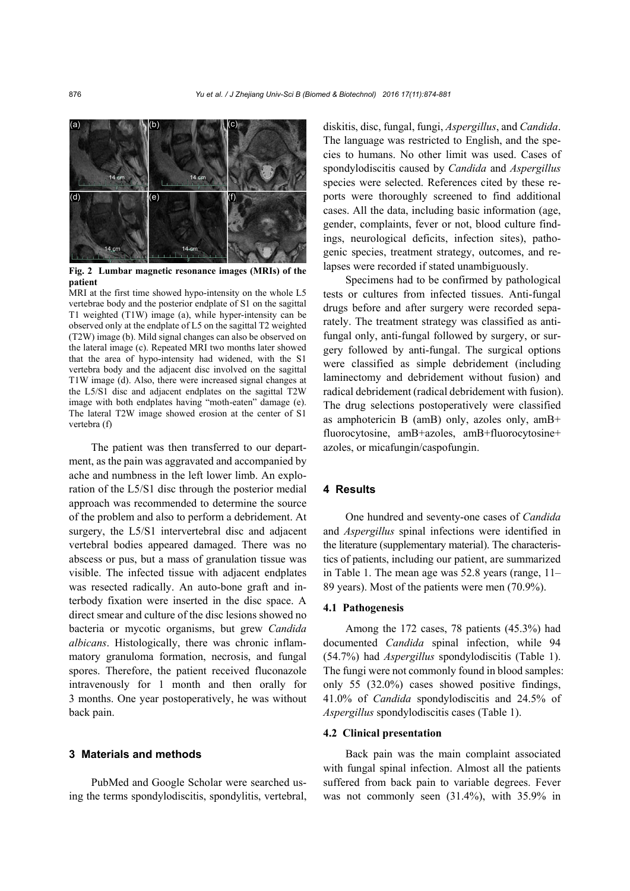Fig. 2 **Lumbar magnetic resonance images (MRIs) of the patient**

MRI at the first time showed hypo-intensity on the whole L5 vertebrae body and the posterior endplate of S1 on the sagittal T1 weighted (T1W) image (a), while hyper-intensity can be observed only at the endplate of L5 on the sagittal T2 weighted (T2W) image (b). Mild signal changes can also be observed on the lateral image (c). Repeated MRI two months later showed that the area of hypo-intensity had widened, with the S1 vertebra body and the adjacent disc involved on the sagittal T1W image (d). Also, there were increased signal changes at the L5/S1 disc and adjacent endplates on the sagittal T2W image with both endplates having "moth-eaten" damage (e). The lateral T2W image showed erosion at the center of S1 vertebra (f)

The patient was then transferred to our department, as the pain was aggravated and accompanied by ache and numbness in the left lower limb. An exploration of the L5/S1 disc through the posterior medial approach was recommended to determine the source of the problem and also to perform a debridement. At surgery, the L5/S1 intervertebral disc and adjacent vertebral bodies appeared damaged. There was no abscess or pus, but a mass of granulation tissue was visible. The infected tissue with adjacent endplates was resected radically. An auto-bone graft and interbody fixation were inserted in the disc space. A direct smear and culture of the disc lesions showed no bacteria or mycotic organisms, but grew *Candida albicans*. Histologically, there was chronic inflammatory granuloma formation, necrosis, and fungal spores. Therefore, the patient received fluconazole intravenously for 1 month and then orally for 3 months. One year postoperatively, he was without back pain.

## 3 Materials and methods

PubMed and Google Scholar were searched using the terms spondylodiscitis, spondylitis, vertebral, diskitis, disc, fungal, fungi, *Aspergillus*, and *Candida*. The language was restricted to English, and the species to humans. No other limit was used. Cases of spondylodiscitis caused by *Candida* and *Aspergillus* species were selected. References cited by these reports were thoroughly screened to find additional cases. All the data, including basic information (age, gender, complaints, fever or not, blood culture findings, neurological deficits, infection sites), pathogenic species, treatment strategy, outcomes, and relapses were recorded if stated unambiguously.

Specimens had to be confirmed by pathological tests or cultures from infected tissues. Anti-fungal drugs before and after surgery were recorded separately. The treatment strategy was classified as anti-fungal only, anti-fungal followed by surgery, or surgery followed by anti-fungal. The surgical options were classified as simple debridement (including laminectomy and debridement without fusion) and radical debridement (radical debridement with fusion). The drug selections postoperatively were classified as amphotericin B (amB) only, azoles only, amB+fluorocytosine, amB+azoles, amB+fluorocytosine+azoles, or micafungin/caspofungin.

## 4 Results

One hundred and seventy-one cases of *Candida* and *Aspergillus* spinal infections were identified in the literature (supplementary material). The characteristics of patients, including our patient, are summarized in Table 1. The mean age was 52.8 years (range, 11–89 years). Most of the patients were men (70.9%).

### 4.1 Pathogenesis

Among the 172 cases, 78 patients (45.3%) had documented *Candida* spinal infection, while 94 (54.7%) had *Aspergillus* spondylodiscitis (Table 1). The fungi were not commonly found in blood samples: only 55 (32.0%) cases showed positive findings, 41.0% of *Candida* spondylodiscitis and 24.5% of *Aspergillus* spondylodiscitis cases (Table 1).

### 4.2 Clinical presentation

Back pain was the main complaint associated with fungal spinal infection. Almost all the patients suffered from back pain to variable degrees. Fever was not commonly seen (31.4%), with 35.9% in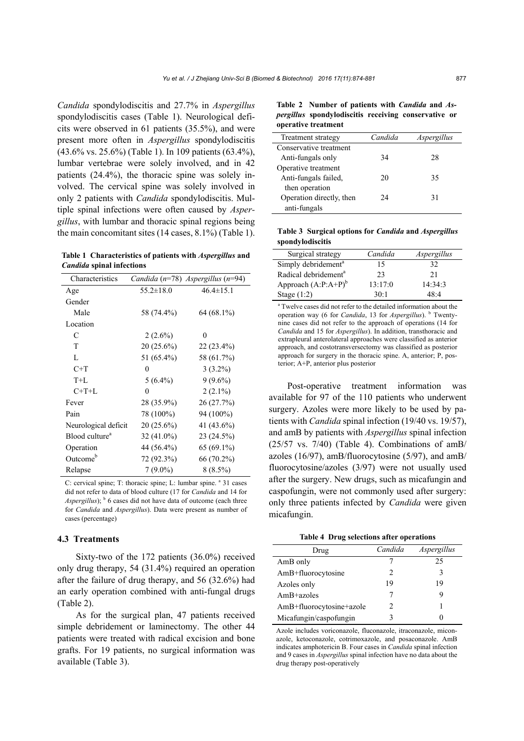*Candida* spondylodiscitis and 27.7% in *Aspergillus* spondylodiscitis cases (Table 1). Neurological deficits were observed in 61 patients (35.5%), and were present more often in *Aspergillus* spondylodiscitis (43.6% vs. 25.6%) (Table 1). In 109 patients (63.4%), lumbar vertebrae were solely involved, and in 42 patients (24.4%), the thoracic spine was solely involved. The cervical spine was solely involved in only 2 patients with *Candida* spondylodiscitis. Multiple spinal infections were often caused by *Aspergillus*, with lumbar and thoracic spinal regions being the main concomitant sites (14 cases, 8.1%) (Table 1).

**Table 1 Characteristics of patients with *Aspergillus* and *Candida* spinal infections**

| Characteristics | *Candida* (*n*=78) | *Aspergillus* (*n*=94) |
|---|---|---|
| Age | 55.2±18.0 | 46.4±15.1 |
| Gender | | |
| Male | 58 (74.4%) | 64 (68.1%) |
| Location | | |
| C | 2 (2.6%) | 0 |
| T | 20 (25.6%) | 22 (23.4%) |
| L | 51 (65.4%) | 58 (61.7%) |
| C+T | 0 | 3 (3.2%) |
| T+L | 5 (6.4%) | 9 (9.6%) |
| C+T+L | 0 | 2 (2.1%) |
| Fever | 28 (35.9%) | 26 (27.7%) |
| Pain | 78 (100%) | 94 (100%) |
| Neurological deficit | 20 (25.6%) | 41 (43.6%) |
| Blood culture[a] | 32 (41.0%) | 23 (24.5%) |
| Operation | 44 (56.4%) | 65 (69.1%) |
| Outcome[b] | 72 (92.3%) | 66 (70.2%) |
| Relapse | 7 (9.0%) | 8 (8.5%) |

C: cervical spine; T: thoracic spine; L: lumbar spine. [a] 31 cases did not refer to data of blood culture (17 for *Candida* and 14 for *Aspergillus*); [b] 6 cases did not have data of outcome (each three for *Candida* and *Aspergillus*). Data were present as number of cases (percentage)

### 4.3 Treatments

Sixty-two of the 172 patients (36.0%) received only drug therapy, 54 (31.4%) required an operation after the failure of drug therapy, and 56 (32.6%) had an early operation combined with anti-fungal drugs (Table 2).

As for the surgical plan, 47 patients received simple debridement or laminectomy. The other 44 patients were treated with radical excision and bone grafts. For 19 patients, no surgical information was available (Table 3).

**Table 2 Number of patients with *Candida* and *Aspergillus* spondylodiscitis receiving conservative or operative treatment**

| Treatment strategy | *Candida* | *Aspergillus* |
|---|---|---|
| Conservative treatment | | |
| Anti-fungals only | 34 | 28 |
| Operative treatment | | |
| Anti-fungals failed, then operation | 20 | 35 |
| Operation directly, then anti-fungals | 24 | 31 |

**Table 3 Surgical options for *Candida* and *Aspergillus* spondylodiscitis**

| Surgical strategy | *Candida* | *Aspergillus* |
|---|---|---|
| Simply debridement[a] | 15 | 32 |
| Radical debridement[a] | 23 | 21 |
| Approach (A:P:A+P)[b] | 13:17:0 | 14:34:3 |
| Stage (1:2) | 30:1 | 48:4 |

[a] Twelve cases did not refer to the detailed information about the operation way (6 for *Candida*, 13 for *Aspergillus*). [b] Twenty-nine cases did not refer to the approach of operations (14 for *Candida* and 15 for *Aspergillus*). In addition, transthoracic and extrapleural anterolateral approaches were classified as anterior approach, and costotransversectomy was classified as posterior approach for surgery in the thoracic spine. A, anterior; P, posterior; A+P, anterior plus posterior

Post-operative treatment information was available for 97 of the 110 patients who underwent surgery. Azoles were more likely to be used by patients with *Candida* spinal infection (19/40 vs. 19/57), and amB by patients with *Aspergillus* spinal infection (25/57 vs. 7/40) (Table 4). Combinations of amB/azoles (16/97), amB/fluorocytosine (5/97), and amB/fluorocytosine/azoles (3/97) were not usually used after the surgery. New drugs, such as micafungin and caspofungin, were not commonly used after surgery: only three patients infected by *Candida* were given micafungin.

**Table 4 Drug selections after operations**

| Drug | *Candida* | *Aspergillus* |
|---|---|---|
| AmB only | 7 | 25 |
| AmB+fluorocytosine | 2 | 3 |
| Azoles only | 19 | 19 |
| AmB+azoles | 7 | 9 |
| AmB+fluorocytosine+azole | 2 | 1 |
| Micafungin/caspofungin | 3 | 0 |

Azole includes voriconazole, fluconazole, itraconazole, miconazole, ketoconazole, cotrimoxazole, and posaconazole. AmB indicates amphotericin B. Four cases in *Candida* spinal infection and 9 cases in *Aspergillus* spinal infection have no data about the drug therapy post-operatively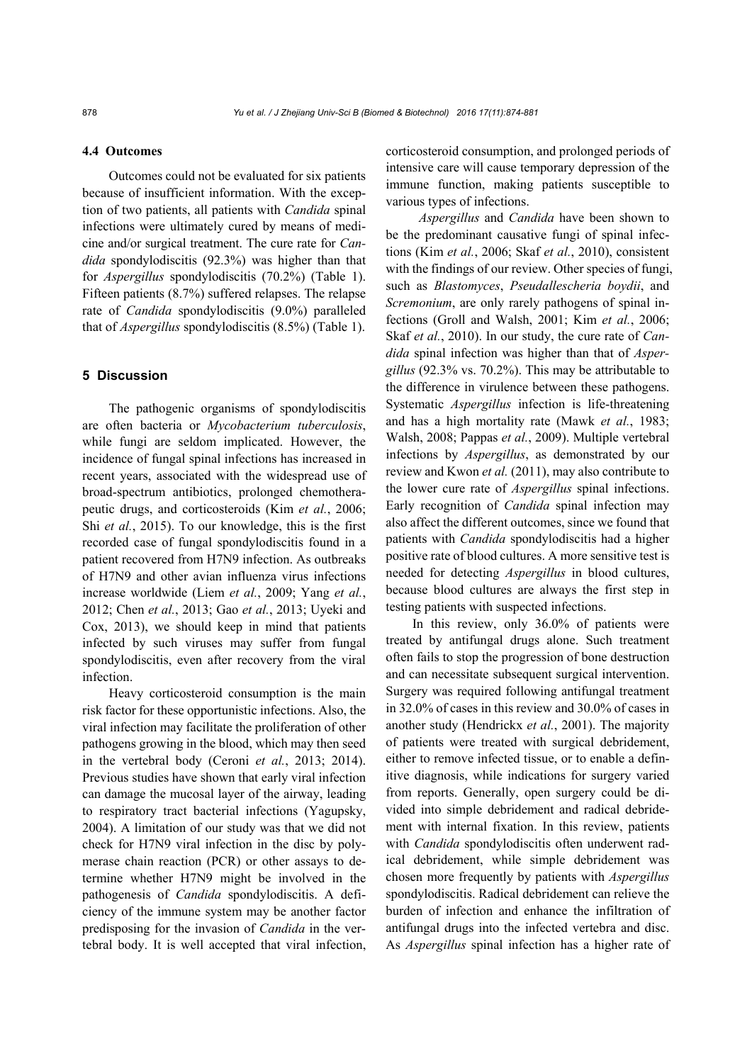### 4.4 Outcomes

Outcomes could not be evaluated for six patients because of insufficient information. With the exception of two patients, all patients with *Candida* spinal infections were ultimately cured by means of medicine and/or surgical treatment. The cure rate for *Candida* spondylodiscitis (92.3%) was higher than that for *Aspergillus* spondylodiscitis (70.2%) (Table 1). Fifteen patients (8.7%) suffered relapses. The relapse rate of *Candida* spondylodiscitis (9.0%) paralleled that of *Aspergillus* spondylodiscitis (8.5%) (Table 1).

## 5 Discussion

The pathogenic organisms of spondylodiscitis are often bacteria or *Mycobacterium tuberculosis*, while fungi are seldom implicated. However, the incidence of fungal spinal infections has increased in recent years, associated with the widespread use of broad-spectrum antibiotics, prolonged chemotherapeutic drugs, and corticosteroids (Kim *et al.*, 2006; Shi *et al.*, 2015). To our knowledge, this is the first recorded case of fungal spondylodiscitis found in a patient recovered from H7N9 infection. As outbreaks of H7N9 and other avian influenza virus infections increase worldwide (Liem *et al.*, 2009; Yang *et al.*, 2012; Chen *et al.*, 2013; Gao *et al.*, 2013; Uyeki and Cox, 2013), we should keep in mind that patients infected by such viruses may suffer from fungal spondylodiscitis, even after recovery from the viral infection.

Heavy corticosteroid consumption is the main risk factor for these opportunistic infections. Also, the viral infection may facilitate the proliferation of other pathogens growing in the blood, which may then seed in the vertebral body (Ceroni *et al.*, 2013; 2014). Previous studies have shown that early viral infection can damage the mucosal layer of the airway, leading to respiratory tract bacterial infections (Yagupsky, 2004). A limitation of our study was that we did not check for H7N9 viral infection in the disc by polymerase chain reaction (PCR) or other assays to determine whether H7N9 might be involved in the pathogenesis of *Candida* spondylodiscitis. A deficiency of the immune system may be another factor predisposing for the invasion of *Candida* in the vertebral body. It is well accepted that viral infection, corticosteroid consumption, and prolonged periods of intensive care will cause temporary depression of the immune function, making patients susceptible to various types of infections.

*Aspergillus* and *Candida* have been shown to be the predominant causative fungi of spinal infections (Kim *et al.*, 2006; Skaf *et al.*, 2010), consistent with the findings of our review. Other species of fungi, such as *Blastomyces*, *Pseudallescheria boydii*, and *Scremonium*, are only rarely pathogens of spinal infections (Groll and Walsh, 2001; Kim *et al.*, 2006; Skaf *et al.*, 2010). In our study, the cure rate of *Candida* spinal infection was higher than that of *Aspergillus* (92.3% vs. 70.2%). This may be attributable to the difference in virulence between these pathogens. Systematic *Aspergillus* infection is life-threatening and has a high mortality rate (Mawk *et al.*, 1983; Walsh, 2008; Pappas *et al.*, 2009). Multiple vertebral infections by *Aspergillus*, as demonstrated by our review and Kwon *et al.* (2011), may also contribute to the lower cure rate of *Aspergillus* spinal infections. Early recognition of *Candida* spinal infection may also affect the different outcomes, since we found that patients with *Candida* spondylodiscitis had a higher positive rate of blood cultures. A more sensitive test is needed for detecting *Aspergillus* in blood cultures, because blood cultures are always the first step in testing patients with suspected infections.

In this review, only 36.0% of patients were treated by antifungal drugs alone. Such treatment often fails to stop the progression of bone destruction and can necessitate subsequent surgical intervention. Surgery was required following antifungal treatment in 32.0% of cases in this review and 30.0% of cases in another study (Hendrickx *et al.*, 2001). The majority of patients were treated with surgical debridement, either to remove infected tissue, or to enable a definitive diagnosis, while indications for surgery varied from reports. Generally, open surgery could be divided into simple debridement and radical debridement with internal fixation. In this review, patients with *Candida* spondylodiscitis often underwent radical debridement, while simple debridement was chosen more frequently by patients with *Aspergillus* spondylodiscitis. Radical debridement can relieve the burden of infection and enhance the infiltration of antifungal drugs into the infected vertebra and disc. As *Aspergillus* spinal infection has a higher rate of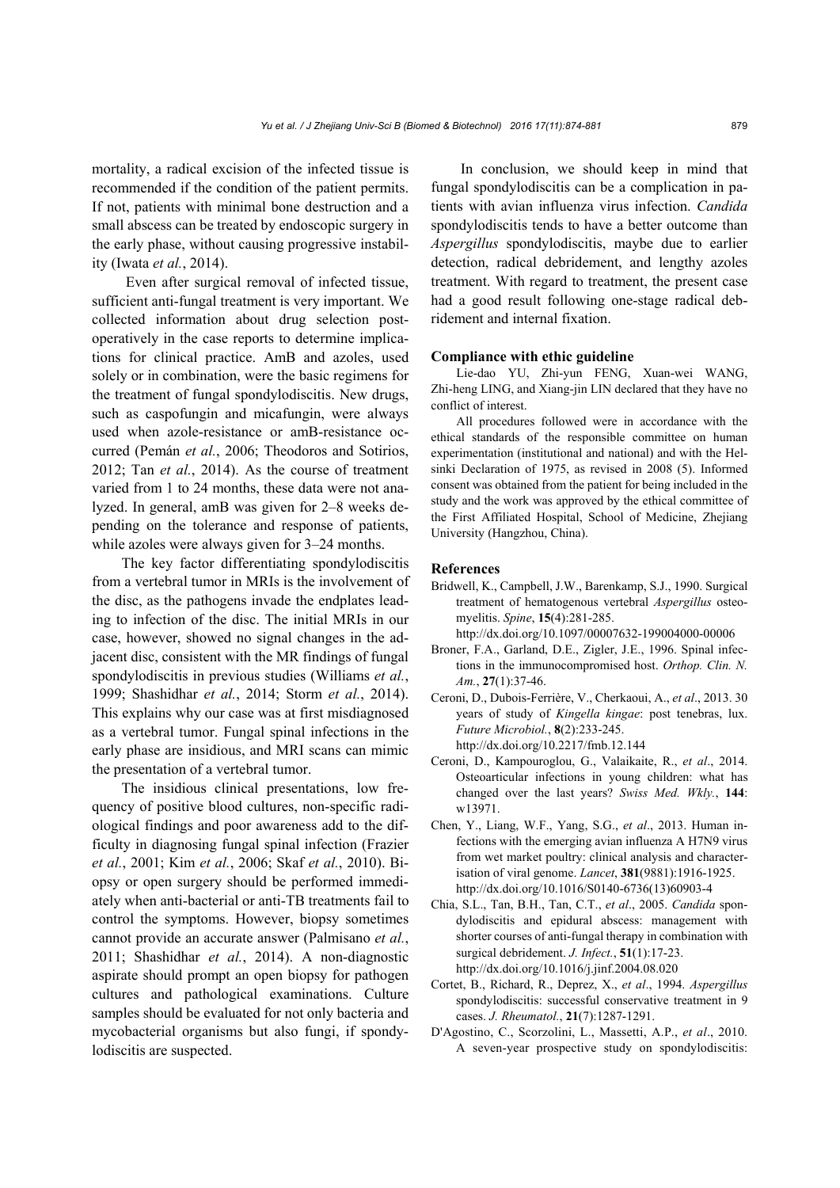mortality, a radical excision of the infected tissue is recommended if the condition of the patient permits. If not, patients with minimal bone destruction and a small abscess can be treated by endoscopic surgery in the early phase, without causing progressive instability (Iwata *et al.*, 2014).

Even after surgical removal of infected tissue, sufficient anti-fungal treatment is very important. We collected information about drug selection postoperatively in the case reports to determine implications for clinical practice. AmB and azoles, used solely or in combination, were the basic regimens for the treatment of fungal spondylodiscitis. New drugs, such as caspofungin and micafungin, were always used when azole-resistance or amB-resistance occurred (Pemán *et al.*, 2006; Theodoros and Sotirios, 2012; Tan *et al.*, 2014). As the course of treatment varied from 1 to 24 months, these data were not analyzed. In general, amB was given for 2–8 weeks depending on the tolerance and response of patients, while azoles were always given for 3–24 months.

The key factor differentiating spondylodiscitis from a vertebral tumor in MRIs is the involvement of the disc, as the pathogens invade the endplates leading to infection of the disc. The initial MRIs in our case, however, showed no signal changes in the adjacent disc, consistent with the MR findings of fungal spondylodiscitis in previous studies (Williams *et al.*, 1999; Shashidhar *et al.*, 2014; Storm *et al.*, 2014). This explains why our case was at first misdiagnosed as a vertebral tumor. Fungal spinal infections in the early phase are insidious, and MRI scans can mimic the presentation of a vertebral tumor.

The insidious clinical presentations, low frequency of positive blood cultures, non-specific radiological findings and poor awareness add to the difficulty in diagnosing fungal spinal infection (Frazier *et al.*, 2001; Kim *et al.*, 2006; Skaf *et al.*, 2010). Biopsy or open surgery should be performed immediately when anti-bacterial or anti-TB treatments fail to control the symptoms. However, biopsy sometimes cannot provide an accurate answer (Palmisano *et al.*, 2011; Shashidhar *et al.*, 2014). A non-diagnostic aspirate should prompt an open biopsy for pathogen cultures and pathological examinations. Culture samples should be evaluated for not only bacteria and mycobacterial organisms but also fungi, if spondylodiscitis are suspected.

In conclusion, we should keep in mind that fungal spondylodiscitis can be a complication in patients with avian influenza virus infection. *Candida* spondylodiscitis tends to have a better outcome than *Aspergillus* spondylodiscitis, maybe due to earlier detection, radical debridement, and lengthy azoles treatment. With regard to treatment, the present case had a good result following one-stage radical debridement and internal fixation.

### Compliance with ethic guideline

Lie-dao YU, Zhi-yun FENG, Xuan-wei WANG, Zhi-heng LING, and Xiang-jin LIN declared that they have no conflict of interest.

All procedures followed were in accordance with the ethical standards of the responsible committee on human experimentation (institutional and national) and with the Helsinki Declaration of 1975, as revised in 2008 (5). Informed consent was obtained from the patient for being included in the study and the work was approved by the ethical committee of the First Affiliated Hospital, School of Medicine, Zhejiang University (Hangzhou, China).

## References

Bridwell, K., Campbell, J.W., Barenkamp, S.J., 1990. Surgical treatment of hematogenous vertebral *Aspergillus* osteomyelitis. *Spine*, **15**(4):281-285. http://dx.doi.org/10.1097/00007632-199004000-00006

Broner, F.A., Garland, D.E., Zigler, J.E., 1996. Spinal infections in the immunocompromised host. *Orthop. Clin. N. Am.*, **27**(1):37-46.

Ceroni, D., Dubois-Ferrière, V., Cherkaoui, A., *et al*., 2013. 30 years of study of *Kingella kingae*: post tenebras, lux. *Future Microbiol.*, **8**(2):233-245. http://dx.doi.org/10.2217/fmb.12.144

Ceroni, D., Kampouroglou, G., Valaikaite, R., *et al*., 2014. Osteoarticular infections in young children: what has changed over the last years? *Swiss Med. Wkly.*, **144**: w13971.

Chen, Y., Liang, W.F., Yang, S.G., *et al*., 2013. Human infections with the emerging avian influenza A H7N9 virus from wet market poultry: clinical analysis and characterisation of viral genome. *Lancet*, **381**(9881):1916-1925. http://dx.doi.org/10.1016/S0140-6736(13)60903-4

Chia, S.L., Tan, B.H., Tan, C.T., *et al*., 2005. *Candida* spondylodiscitis and epidural abscess: management with shorter courses of anti-fungal therapy in combination with surgical debridement. *J. Infect.*, **51**(1):17-23. http://dx.doi.org/10.1016/j.jinf.2004.08.020

Cortet, B., Richard, R., Deprez, X., *et al*., 1994. *Aspergillus* spondylodiscitis: successful conservative treatment in 9 cases. *J. Rheumatol.*, **21**(7):1287-1291.

D'Agostino, C., Scorzolini, L., Massetti, A.P., *et al*., 2010. A seven-year prospective study on spondylodiscitis: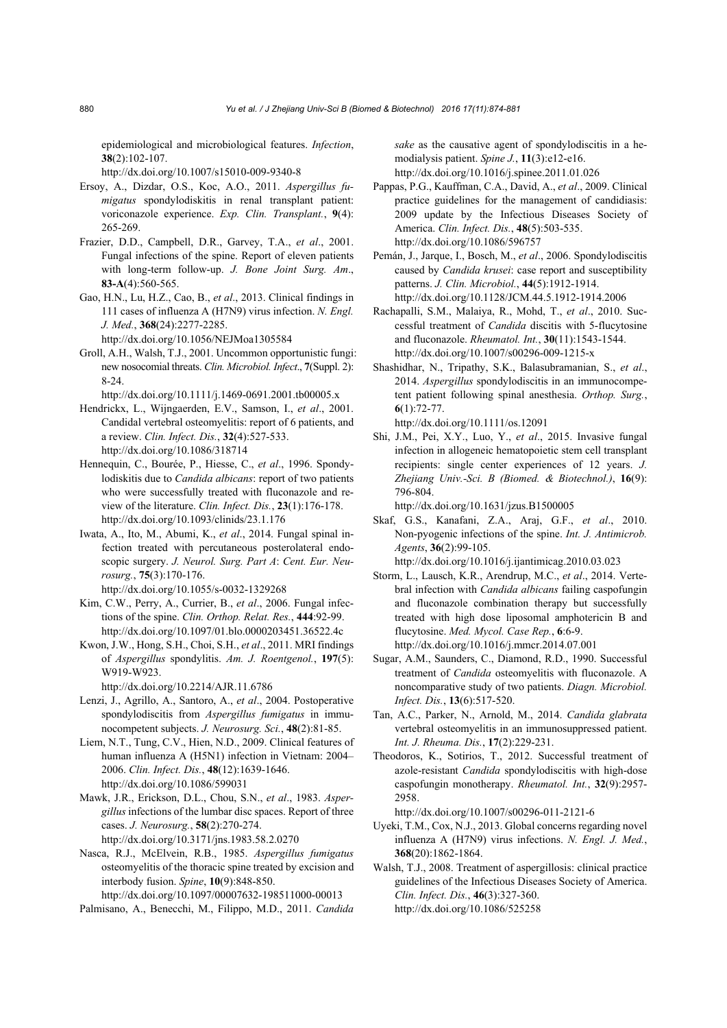epidemiological and microbiological features. *Infection*, **38**(2):102-107.
http://dx.doi.org/10.1007/s15010-009-9340-8

Ersoy, A., Dizdar, O.S., Koc, A.O., 2011. *Aspergillus fumigatus* spondylodiskitis in renal transplant patient: voriconazole experience. *Exp. Clin. Transplant.*, **9**(4): 265-269.

Frazier, D.D., Campbell, D.R., Garvey, T.A., *et al*., 2001. Fungal infections of the spine. Report of eleven patients with long-term follow-up. *J. Bone Joint Surg. Am*., **83-A**(4):560-565.

Gao, H.N., Lu, H.Z., Cao, B., *et al*., 2013. Clinical findings in 111 cases of influenza A (H7N9) virus infection. *N. Engl. J. Med.*, **368**(24):2277-2285.
http://dx.doi.org/10.1056/NEJMoa1305584

Groll, A.H., Walsh, T.J., 2001. Uncommon opportunistic fungi: new nosocomial threats. *Clin. Microbiol. Infect*., **7**(Suppl. 2): 8-24.
http://dx.doi.org/10.1111/j.1469-0691.2001.tb00005.x

Hendrickx, L., Wijngaerden, E.V., Samson, I., *et al*., 2001. Candidal vertebral osteomyelitis: report of 6 patients, and a review. *Clin. Infect. Dis.*, **32**(4):527-533.
http://dx.doi.org/10.1086/318714

Hennequin, C., Bourée, P., Hiesse, C., *et al*., 1996. Spondylodiskitis due to *Candida albicans*: report of two patients who were successfully treated with fluconazole and review of the literature. *Clin. Infect. Dis.*, **23**(1):176-178.
http://dx.doi.org/10.1093/clinids/23.1.176

Iwata, A., Ito, M., Abumi, K., *et al*., 2014. Fungal spinal infection treated with percutaneous posterolateral endoscopic surgery. *J. Neurol. Surg. Part A*: *Cent. Eur. Neurosurg.*, **75**(3):170-176.
http://dx.doi.org/10.1055/s-0032-1329268

Kim, C.W., Perry, A., Currier, B., *et al*., 2006. Fungal infections of the spine. *Clin. Orthop. Relat. Res.*, **444**:92-99.
http://dx.doi.org/10.1097/01.blo.0000203451.36522.4c

Kwon, J.W., Hong, S.H., Choi, S.H., *et al*., 2011. MRI findings of *Aspergillus* spondylitis. *Am. J. Roentgenol.*, **197**(5): W919-W923.
http://dx.doi.org/10.2214/AJR.11.6786

Lenzi, J., Agrillo, A., Santoro, A., *et al*., 2004. Postoperative spondylodiscitis from *Aspergillus fumigatus* in immunocompetent subjects. *J. Neurosurg. Sci.*, **48**(2):81-85.

Liem, N.T., Tung, C.V., Hien, N.D., 2009. Clinical features of human influenza A (H5N1) infection in Vietnam: 2004–2006. *Clin. Infect. Dis.*, **48**(12):1639-1646.
http://dx.doi.org/10.1086/599031

Mawk, J.R., Erickson, D.L., Chou, S.N., *et al*., 1983. *Aspergillus* infections of the lumbar disc spaces. Report of three cases. *J. Neurosurg.*, **58**(2):270-274.
http://dx.doi.org/10.3171/jns.1983.58.2.0270

Nasca, R.J., McElvein, R.B., 1985. *Aspergillus fumigatus* osteomyelitis of the thoracic spine treated by excision and interbody fusion. *Spine*, **10**(9):848-850.
http://dx.doi.org/10.1097/00007632-198511000-00013

Palmisano, A., Benecchi, M., Filippo, M.D., 2011. *Candida sake* as the causative agent of spondylodiscitis in a hemodialysis patient. *Spine J.*, **11**(3):e12-e16.
http://dx.doi.org/10.1016/j.spinee.2011.01.026

Pappas, P.G., Kauffman, C.A., David, A., *et al*., 2009. Clinical practice guidelines for the management of candidiasis: 2009 update by the Infectious Diseases Society of America. *Clin. Infect. Dis.*, **48**(5):503-535.
http://dx.doi.org/10.1086/596757

Pemán, J., Jarque, I., Bosch, M., *et al*., 2006. Spondylodiscitis caused by *Candida krusei*: case report and susceptibility patterns. *J. Clin. Microbiol.*, **44**(5):1912-1914.
http://dx.doi.org/10.1128/JCM.44.5.1912-1914.2006

Rachapalli, S.M., Malaiya, R., Mohd, T., *et al*., 2010. Successful treatment of *Candida* discitis with 5-flucytosine and fluconazole. *Rheumatol. Int.*, **30**(11):1543-1544.
http://dx.doi.org/10.1007/s00296-009-1215-x

Shashidhar, N., Tripathy, S.K., Balasubramanian, S., *et al*., 2014. *Aspergillus* spondylodiscitis in an immunocompetent patient following spinal anesthesia. *Orthop. Surg.*, **6**(1):72-77.
http://dx.doi.org/10.1111/os.12091

Shi, J.M., Pei, X.Y., Luo, Y., *et al*., 2015. Invasive fungal infection in allogeneic hematopoietic stem cell transplant recipients: single center experiences of 12 years. *J. Zhejiang Univ.-Sci. B (Biomed. & Biotechnol.)*, **16**(9): 796-804.
http://dx.doi.org/10.1631/jzus.B1500005

Skaf, G.S., Kanafani, Z.A., Araj, G.F., *et al*., 2010. Non-pyogenic infections of the spine. *Int. J. Antimicrob. Agents*, **36**(2):99-105.
http://dx.doi.org/10.1016/j.ijantimicag.2010.03.023

Storm, L., Lausch, K.R., Arendrup, M.C., *et al*., 2014. Vertebral infection with *Candida albicans* failing caspofungin and fluconazole combination therapy but successfully treated with high dose liposomal amphotericin B and flucytosine. *Med. Mycol. Case Rep.*, **6**:6-9.
http://dx.doi.org/10.1016/j.mmcr.2014.07.001

Sugar, A.M., Saunders, C., Diamond, R.D., 1990. Successful treatment of *Candida* osteomyelitis with fluconazole. A noncomparative study of two patients. *Diagn. Microbiol. Infect. Dis.*, **13**(6):517-520.

Tan, A.C., Parker, N., Arnold, M., 2014. *Candida glabrata* vertebral osteomyelitis in an immunosuppressed patient. *Int. J. Rheuma. Dis.*, **17**(2):229-231.

Theodoros, K., Sotirios, T., 2012. Successful treatment of azole-resistant *Candida* spondylodiscitis with high-dose caspofungin monotherapy. *Rheumatol. Int.*, **32**(9):2957-2958.
http://dx.doi.org/10.1007/s00296-011-2121-6

Uyeki, T.M., Cox, N.J., 2013. Global concerns regarding novel influenza A (H7N9) virus infections. *N. Engl. J. Med.*, **368**(20):1862-1864.

Walsh, T.J., 2008. Treatment of aspergillosis: clinical practice guidelines of the Infectious Diseases Society of America. *Clin. Infect. Dis.*, **46**(3):327-360.
http://dx.doi.org/10.1086/525258